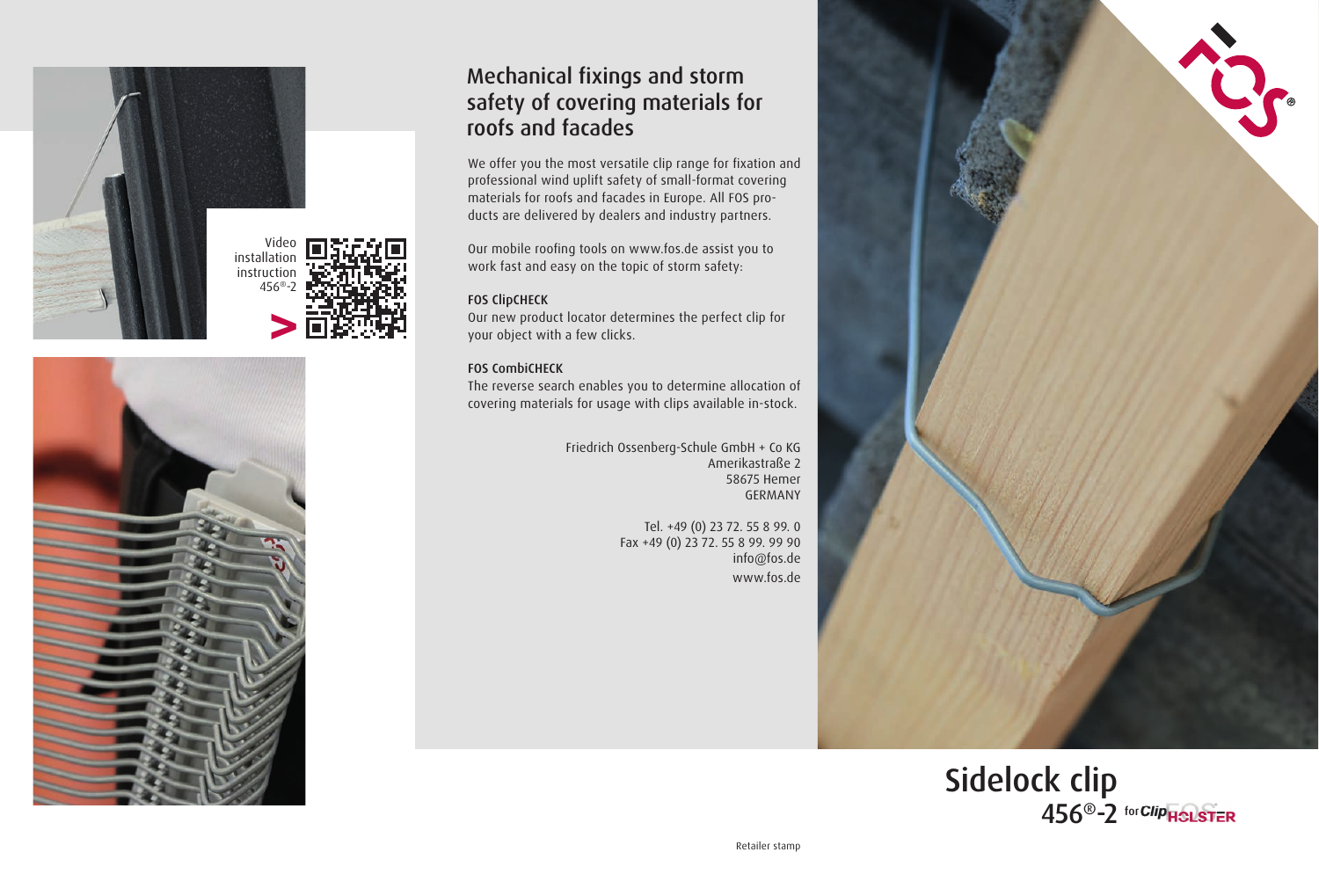Video installation instruction 456®-2

## Mechanical fixings and storm safety of covering materials for roofs and facades

We offer you the most versatile clip range for fixation and professional wind uplift safety of small-format covering materials for roofs and facades in Europe. All FOS products are delivered by dealers and industry partners.

Our mobile roofing tools on www.fos.de assist you to work fast and easy on the topic of storm safety:

**FOS ClipCHECK**
Our new product locator determines the perfect clip for your object with a few clicks.

**FOS CombiCHECK**
The reverse search enables you to determine allocation of covering materials for usage with clips available in-stock.

Friedrich Ossenberg-Schule GmbH + Co KG
Amerikastraße 2
58675 Hemer
GERMANY

Tel. +49 (0) 23 72. 55 8 99. 0
Fax +49 (0) 23 72. 55 8 99. 99 90
info@fos.de
www.fos.de

Retailer stamp

# Sidelock clip
## 456®-2 for ClipHOLSTER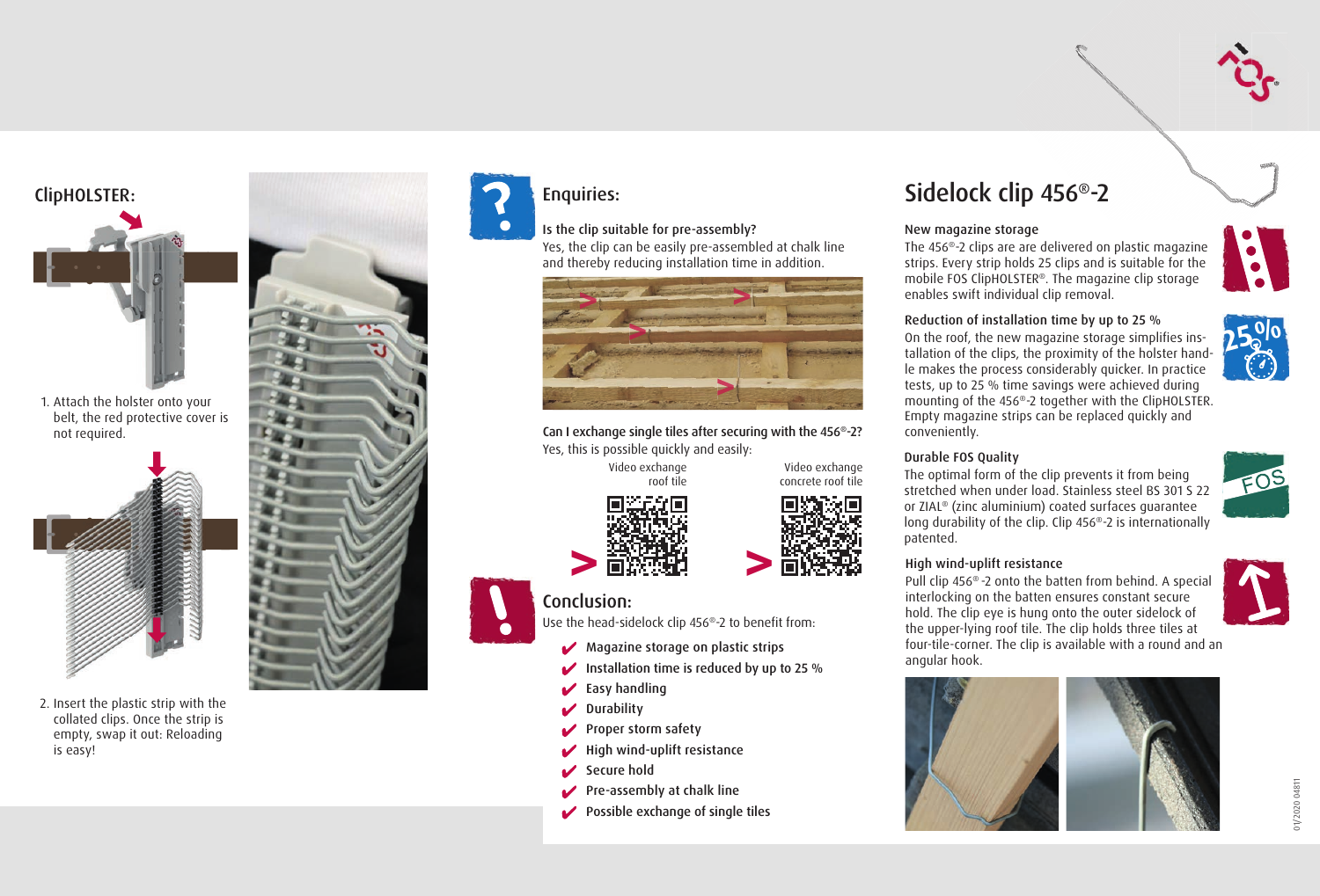## ClipHOLSTER:

1. Attach the holster onto your belt, the red protective cover is not required.

2. Insert the plastic strip with the collated clips. Once the strip is empty, swap it out: Reloading is easy!

## Enquiries:

**Is the clip suitable for pre-assembly?**
Yes, the clip can be easily pre-assembled at chalk line and thereby reducing installation time in addition.

**Can I exchange single tiles after securing with the 456®-2?**
Yes, this is possible quickly and easily:

Video exchange roof tile

Video exchange concrete roof tile

## Conclusion:

Use the head-sidelock clip 456®-2 to benefit from:

- Magazine storage on plastic strips
- Installation time is reduced by up to 25 %
- Easy handling
- Durability
- Proper storm safety
- High wind-uplift resistance
- Secure hold
- Pre-assembly at chalk line
- Possible exchange of single tiles

# Sidelock clip 456®-2

**New magazine storage**
The 456®-2 clips are are delivered on plastic magazine strips. Every strip holds 25 clips and is suitable for the mobile FOS ClipHOLSTER®. The magazine clip storage enables swift individual clip removal.

**Reduction of installation time by up to 25 %**
On the roof, the new magazine storage simplifies installation of the clips, the proximity of the holster handle makes the process considerably quicker. In practice tests, up to 25 % time savings were achieved during mounting of the 456®-2 together with the ClipHOLSTER. Empty magazine strips can be replaced quickly and conveniently.

**Durable FOS Quality**
The optimal form of the clip prevents it from being stretched when under load. Stainless steel BS 301 S 22 or ZIAL® (zinc aluminium) coated surfaces guarantee long durability of the clip. Clip 456®-2 is internationally patented.

**High wind-uplift resistance**
Pull clip 456®-2 onto the batten from behind. A special interlocking on the batten ensures constant secure hold. The clip eye is hung onto the outer sidelock of the upper-lying roof tile. The clip holds three tiles at four-tile-corner. The clip is available with a round and an angular hook.

01/2020 04811